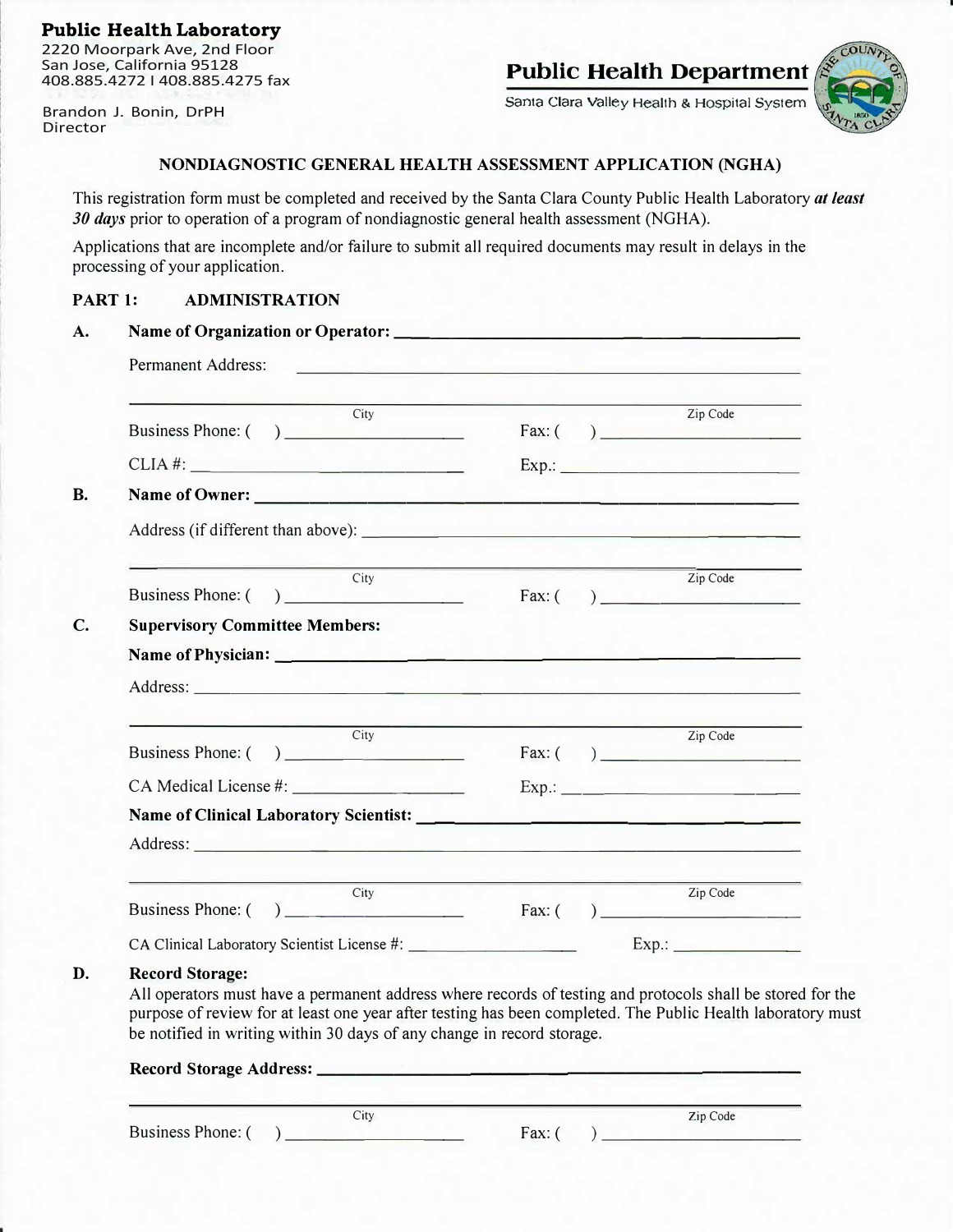**Public Health Laboratory**
2220 Moorpark Ave, 2nd Floor
San Jose, California 95128
408.885.4272 I 408.885.4275 fax

Brandon J. Bonin, DrPH
Director

**Public Health Department**
Santa Clara Valley Health & Hospital System

# NONDIAGNOSTIC GENERAL HEALTH ASSESSMENT APPLICATION (NGHA)

This registration form must be completed and received by the Santa Clara County Public Health Laboratory ***at least 30 days*** prior to operation of a program of nondiagnostic general health assessment (NGHA).

Applications that are incomplete and/or failure to submit all required documents may result in delays in the processing of your application.

## PART 1: ADMINISTRATION

**A. Name of Organization or Operator:** ______________________________

Permanent Address: ______________________________

______________________________
City Zip Code

Business Phone: ( ) ______________ Fax: ( ) ______________

CLIA #: ______________ Exp.: ______________

**B. Name of Owner:** ______________________________

Address (if different than above): ______________________________

______________________________
City Zip Code

Business Phone: ( ) ______________ Fax: ( ) ______________

**C. Supervisory Committee Members:**

**Name of Physician:** ______________________________

Address: ______________________________

______________________________
City Zip Code

Business Phone: ( ) ______________ Fax: ( ) ______________

CA Medical License #: ______________ Exp.: ______________

**Name of Clinical Laboratory Scientist:** ______________________________

Address: ______________________________

______________________________
City Zip Code

Business Phone: ( ) ______________ Fax: ( ) ______________

CA Clinical Laboratory Scientist License #: ______________ Exp.: ______________

**D. Record Storage:**

All operators must have a permanent address where records of testing and protocols shall be stored for the purpose of review for at least one year after testing has been completed. The Public Health laboratory must be notified in writing within 30 days of any change in record storage.

**Record Storage Address:** ______________________________

______________________________
City Zip Code

Business Phone: ( ) ______________ Fax: ( ) ______________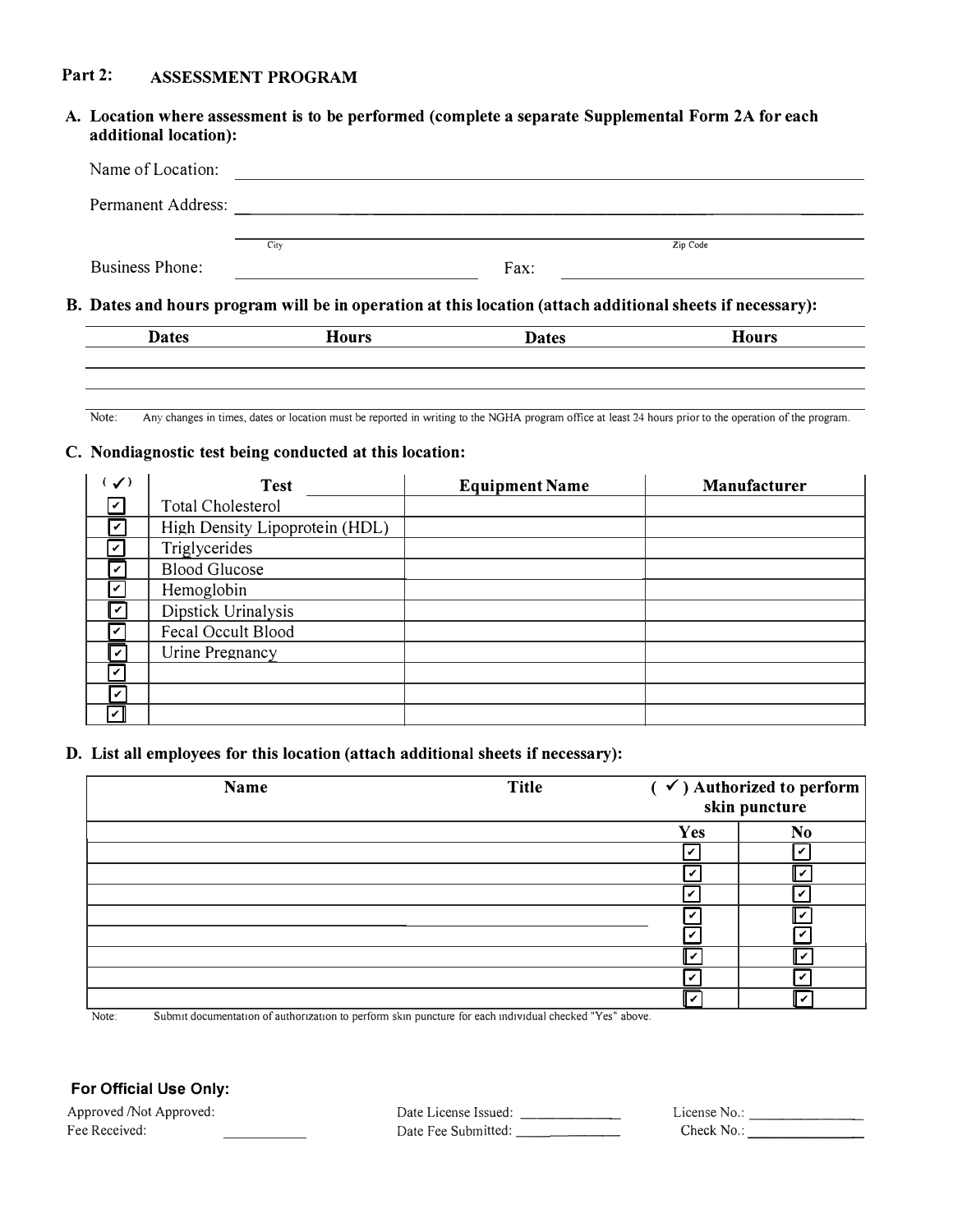## Part 2: ASSESSMENT PROGRAM

**A. Location where assessment is to be performed (complete a separate Supplemental Form 2A for each additional location):**

Name of Location: ____________________

Permanent Address: ____________________

____________________ City ____________________ Zip Code

Business Phone: ____________________ Fax: ____________________

**B. Dates and hours program will be in operation at this location (attach additional sheets if necessary):**

| Dates | Hours | Dates | Hours |
|---|---|---|---|
| | | | |
| | | | |

Note: Any changes in times, dates or location must be reported in writing to the NGHA program office at least 24 hours prior to the operation of the program.

**C. Nondiagnostic test being conducted at this location:**

| (✓) | Test | Equipment Name | Manufacturer |
|---|---|---|---|
| ☑ | Total Cholesterol | | |
| ☑ | High Density Lipoprotein (HDL) | | |
| ☑ | Triglycerides | | |
| ☑ | Blood Glucose | | |
| ☑ | Hemoglobin | | |
| ☑ | Dipstick Urinalysis | | |
| ☑ | Fecal Occult Blood | | |
| ☑ | Urine Pregnancy | | |
| ☑ | | | |
| ☑ | | | |
| ☑ | | | |

**D. List all employees for this location (attach additional sheets if necessary):**

| Name | Title | (✓) Authorized to perform skin puncture | |
|---|---|---|---|
| | | Yes | No |
| | | ☑ | ☑ |
| | | ☑ | ☑ |
| | | ☑ | ☑ |
| | | ☑ | ☑ |
| | | ☑ | ☑ |
| | | ☑ | ☑ |
| | | ☑ | ☑ |
| | | ☑ | ☑ |

Note: Submit documentation of authorization to perform skin puncture for each individual checked "Yes" above.

**For Official Use Only:**

Approved /Not Approved: Date License Issued: ____________ License No.: ____________

Fee Received: ____________ Date Fee Submitted: ____________ Check No.: ____________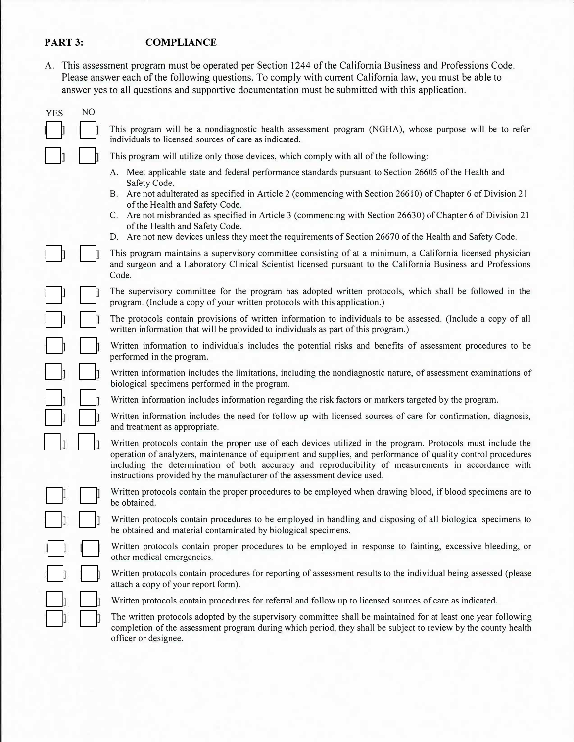**PART 3: COMPLIANCE**

A. This assessment program must be operated per Section 1244 of the California Business and Professions Code. Please answer each of the following questions. To comply with current California law, you must be able to answer yes to all questions and supportive documentation must be submitted with this application.

| YES | NO | |
|---|---|---|
| ☐ | ☐ | This program will be a nondiagnostic health assessment program (NGHA), whose purpose will be to refer individuals to licensed sources of care as indicated. |
| ☐ | ☐ | This program will utilize only those devices, which comply with all of the following:<br>A. Meet applicable state and federal performance standards pursuant to Section 26605 of the Health and Safety Code.<br>B. Are not adulterated as specified in Article 2 (commencing with Section 26610) of Chapter 6 of Division 21 of the Health and Safety Code.<br>C. Are not misbranded as specified in Article 3 (commencing with Section 26630) of Chapter 6 of Division 21 of the Health and Safety Code.<br>D. Are not new devices unless they meet the requirements of Section 26670 of the Health and Safety Code. |
| ☐ | ☐ | This program maintains a supervisory committee consisting of at a minimum, a California licensed physician and surgeon and a Laboratory Clinical Scientist licensed pursuant to the California Business and Professions Code. |
| ☐ | ☐ | The supervisory committee for the program has adopted written protocols, which shall be followed in the program. (Include a copy of your written protocols with this application.) |
| ☐ | ☐ | The protocols contain provisions of written information to individuals to be assessed. (Include a copy of all written information that will be provided to individuals as part of this program.) |
| ☐ | ☐ | Written information to individuals includes the potential risks and benefits of assessment procedures to be performed in the program. |
| ☐ | ☐ | Written information includes the limitations, including the nondiagnostic nature, of assessment examinations of biological specimens performed in the program. |
| ☐ | ☐ | Written information includes information regarding the risk factors or markers targeted by the program. |
| ☐ | ☐ | Written information includes the need for follow up with licensed sources of care for confirmation, diagnosis, and treatment as appropriate. |
| ☐ | ☐ | Written protocols contain the proper use of each devices utilized in the program. Protocols must include the operation of analyzers, maintenance of equipment and supplies, and performance of quality control procedures including the determination of both accuracy and reproducibility of measurements in accordance with instructions provided by the manufacturer of the assessment device used. |
| ☐ | ☐ | Written protocols contain the proper procedures to be employed when drawing blood, if blood specimens are to be obtained. |
| ☐ | ☐ | Written protocols contain procedures to be employed in handling and disposing of all biological specimens to be obtained and material contaminated by biological specimens. |
| ☐ | ☐ | Written protocols contain proper procedures to be employed in response to fainting, excessive bleeding, or other medical emergencies. |
| ☐ | ☐ | Written protocols contain procedures for reporting of assessment results to the individual being assessed (please attach a copy of your report form). |
| ☐ | ☐ | Written protocols contain procedures for referral and follow up to licensed sources of care as indicated. |
| ☐ | ☐ | The written protocols adopted by the supervisory committee shall be maintained for at least one year following completion of the assessment program during which period, they shall be subject to review by the county health officer or designee. |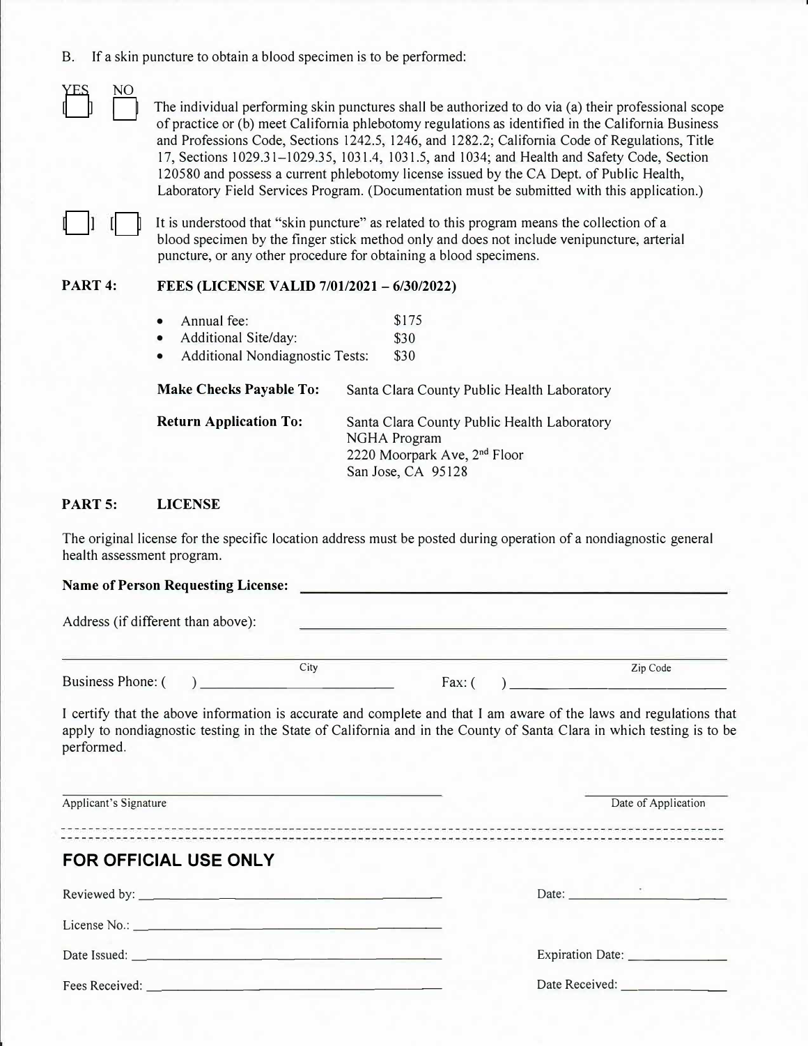B. If a skin puncture to obtain a blood specimen is to be performed:

| YES | NO | |
|---|---|---|
| [ ] | [ ] | The individual performing skin punctures shall be authorized to do via (a) their professional scope of practice or (b) meet California phlebotomy regulations as identified in the California Business and Professions Code, Sections 1242.5, 1246, and 1282.2; California Code of Regulations, Title 17, Sections 1029.31–1029.35, 1031.4, 1031.5, and 1034; and Health and Safety Code, Section 120580 and possess a current phlebotomy license issued by the CA Dept. of Public Health, Laboratory Field Services Program. (Documentation must be submitted with this application.) |
| [ ] | [ ] | It is understood that "skin puncture" as related to this program means the collection of a blood specimen by the finger stick method only and does not include venipuncture, arterial puncture, or any other procedure for obtaining a blood specimens. |

## PART 4: FEES (LICENSE VALID 7/01/2021 – 6/30/2022)

- Annual fee: $175
- Additional Site/day: $30
- Additional Nondiagnostic Tests: $30

**Make Checks Payable To:** Santa Clara County Public Health Laboratory

**Return Application To:**
Santa Clara County Public Health Laboratory
NGHA Program
2220 Moorpark Ave, 2nd Floor
San Jose, CA 95128

## PART 5: LICENSE

The original license for the specific location address must be posted during operation of a nondiagnostic general health assessment program.

**Name of Person Requesting License:** ____________________

Address (if different than above): ____________________

____________________ City ____________________ Zip Code

Business Phone: ( ) ____________ Fax: ( ) ____________

I certify that the above information is accurate and complete and that I am aware of the laws and regulations that apply to nondiagnostic testing in the State of California and in the County of Santa Clara in which testing is to be performed.

____________________
Applicant's Signature

____________________
Date of Application

---

## FOR OFFICIAL USE ONLY

Reviewed by: ____________________ Date: ____________

License No.: ____________________

Date Issued: ____________________ Expiration Date: ____________

Fees Received: ____________________ Date Received: ____________